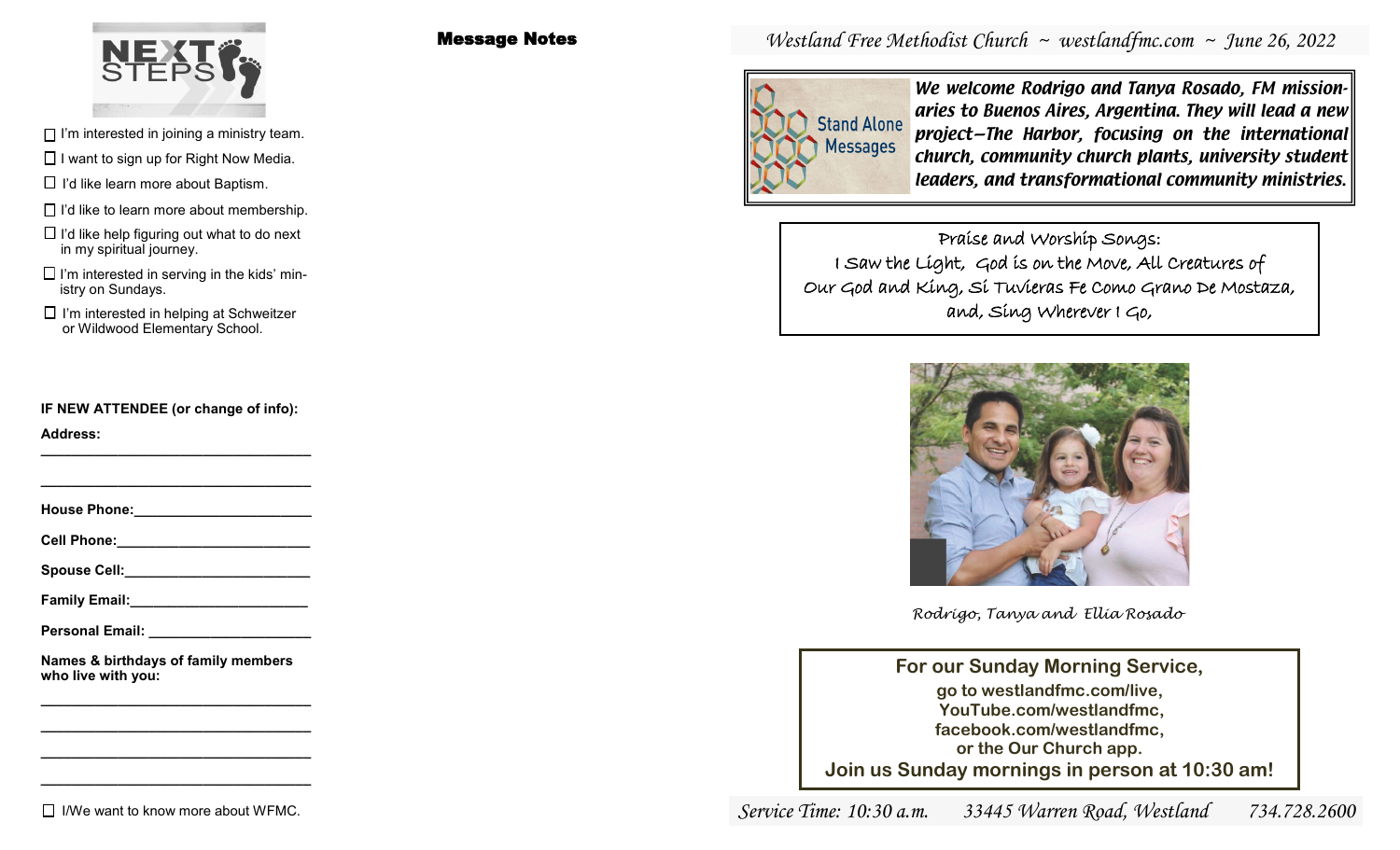## NEXT STEPS

- ☐ I'm interested in joining a ministry team.
- ☐ I want to sign up for Right Now Media.
- ☐ I'd like learn more about Baptism.
- ☐ I'd like to learn more about membership.
- ☐ I'd like help figuring out what to do next in my spiritual journey.
- ☐ I'm interested in serving in the kids' ministry on Sundays.
- ☐ I'm interested in helping at Schweitzer or Wildwood Elementary School.

**IF NEW ATTENDEE (or change of info):**

**Address:** ___________________________________

___________________________________

**House Phone:** ______________________

**Cell Phone:** ________________________

**Spouse Cell:** _______________________

**Family Email:** ______________________

**Personal Email:** ____________________

**Names & birthdays of family members who live with you:**

___________________________________

___________________________________

___________________________________

___________________________________

☐ I/We want to know more about WFMC.

## Message Notes

*Westland Free Methodist Church ~ westlandfmc.com ~ June 26, 2022*

Stand Alone Messages

***We welcome Rodrigo and Tanya Rosado, FM missionaries to Buenos Aires, Argentina. They will lead a new project—The Harbor, focusing on the international church, community church plants, university student leaders, and transformational community ministries.***

Praise and Worship Songs:
I Saw the Light, God is on the Move, All Creatures of Our God and King, Si Tuvieras Fe Como Grano De Mostaza, and, Sing Wherever I Go,

*Rodrigo, Tanya and Ellia Rosado*

**For our Sunday Morning Service,**
**go to westlandfmc.com/live,**
**YouTube.com/westlandfmc,**
**facebook.com/westlandfmc,**
**or the Our Church app.**
**Join us Sunday mornings in person at 10:30 am!**

*Service Time: 10:30 a.m. 33445 Warren Road, Westland 734.728.2600*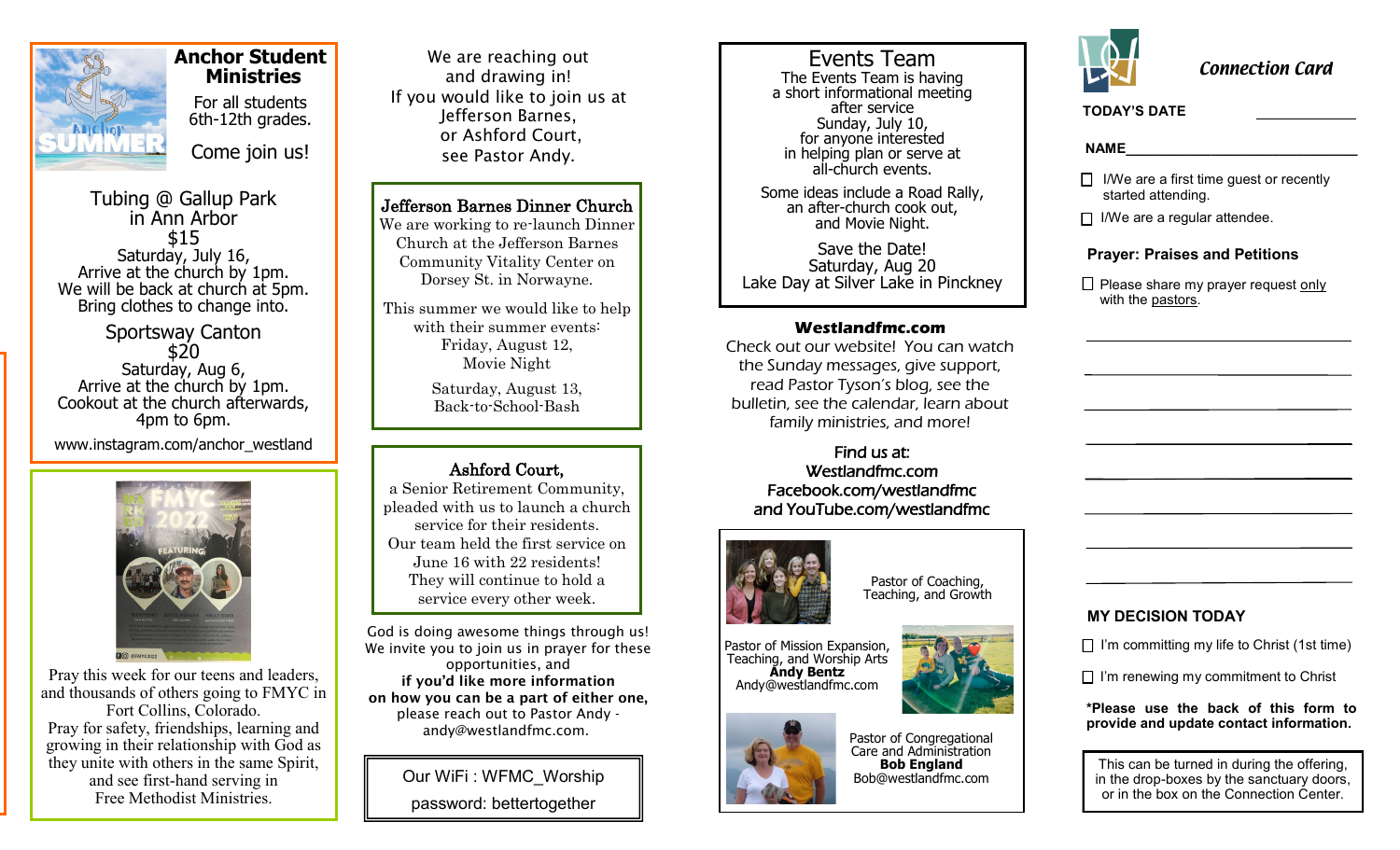## Anchor Student Ministries

For all students 6th-12th grades.

Come join us!

**Tubing @ Gallup Park in Ann Arbor**
$15
Saturday, July 16,
Arrive at the church by 1pm.
We will be back at church at 5pm.
Bring clothes to change into.

**Sportsway Canton**
$20
Saturday, Aug 6,
Arrive at the church by 1pm.
Cookout at the church afterwards, 4pm to 6pm.

www.instagram.com/anchor_westland

Pray this week for our teens and leaders, and thousands of others going to FMYC in Fort Collins, Colorado.
Pray for safety, friendships, learning and growing in their relationship with God as they unite with others in the same Spirit, and see first-hand serving in Free Methodist Ministries.

We are reaching out and drawing in!
If you would like to join us at Jefferson Barnes, or Ashford Court, see Pastor Andy.

### Jefferson Barnes Dinner Church

We are working to re-launch Dinner Church at the Jefferson Barnes Community Vitality Center on Dorsey St. in Norwayne.

This summer we would like to help with their summer events:
Friday, August 12,
Movie Night

Saturday, August 13,
Back-to-School-Bash

### Ashford Court,

a Senior Retirement Community, pleaded with us to launch a church service for their residents.
Our team held the first service on June 16 with 22 residents!
They will continue to hold a service every other week.

God is doing awesome things through us! We invite you to join us in prayer for these opportunities, and **if you'd like more information on how you can be a part of either one,** please reach out to Pastor Andy - andy@westlandfmc.com.

Our WiFi : WFMC_Worship
password: bettertogether

## Events Team

The Events Team is having a short informational meeting after service
Sunday, July 10,
for anyone interested in helping plan or serve at all-church events.

Some ideas include a Road Rally, an after-church cook out, and Movie Night.

Save the Date!
Saturday, Aug 20
Lake Day at Silver Lake in Pinckney

**Westlandfmc.com**

Check out our website! You can watch the Sunday messages, give support, read Pastor Tyson's blog, see the bulletin, see the calendar, learn about family ministries, and more!

Find us at:
Westlandfmc.com
Facebook.com/westlandfmc
and YouTube.com/westlandfmc

Pastor of Coaching, Teaching, and Growth

Pastor of Mission Expansion, Teaching, and Worship Arts
**Andy Bentz**
Andy@westlandfmc.com

Pastor of Congregational Care and Administration
**Bob England**
Bob@westlandfmc.com

## *Connection Card*

**TODAY'S DATE** ____________

**NAME** ____________________________

☐ I/We are a first time guest or recently started attending.

☐ I/We are a regular attendee.

**Prayer: Praises and Petitions**

☐ Please share my prayer request only with the pastors.

________________________________

________________________________

________________________________

________________________________

________________________________

________________________________

________________________________

________________________________

**MY DECISION TODAY**

☐ I'm committing my life to Christ (1st time)

☐ I'm renewing my commitment to Christ

**\*Please use the back of this form to provide and update contact information.**

This can be turned in during the offering, in the drop-boxes by the sanctuary doors, or in the box on the Connection Center.